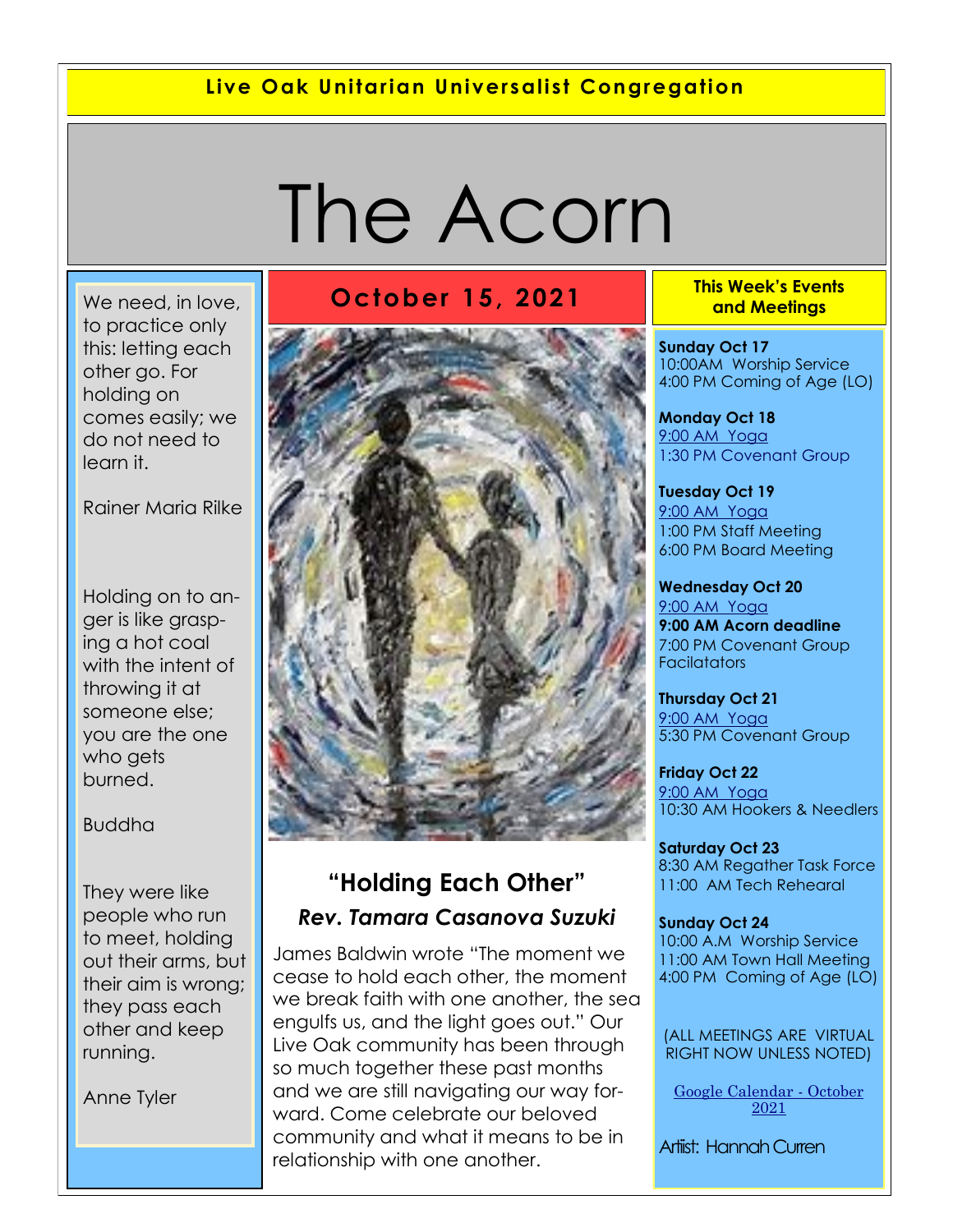**Live Oak Unitarian Universalist Congregation**

# The Acorn

## October 15, 2021

We need, in love, to practice only this: letting each other go. For holding on comes easily; we do not need to learn it.

Rainer Maria Rilke

Holding on to anger is like grasping a hot coal with the intent of throwing it at someone else; you are the one who gets burned.

Buddha

They were like people who run to meet, holding out their arms, but their aim is wrong; they pass each other and keep running.

Anne Tyler

## "Holding Each Other"

### *Rev. Tamara Casanova Suzuki*

James Baldwin wrote "The moment we cease to hold each other, the moment we break faith with one another, the sea engulfs us, and the light goes out." Our Live Oak community has been through so much together these past months and we are still navigating our way forward. Come celebrate our beloved community and what it means to be in relationship with one another.

### This Week's Events and Meetings

**Sunday Oct 17**
10:00AM Worship Service
4:00 PM Coming of Age (LO)

**Monday Oct 18**
9:00 AM Yoga
1:30 PM Covenant Group

**Tuesday Oct 19**
9:00 AM Yoga
1:00 PM Staff Meeting
6:00 PM Board Meeting

**Wednesday Oct 20**
9:00 AM Yoga
**9:00 AM Acorn deadline**
7:00 PM Covenant Group Facilatators

**Thursday Oct 21**
9:00 AM Yoga
5:30 PM Covenant Group

**Friday Oct 22**
9:00 AM Yoga
10:30 AM Hookers & Needlers

**Saturday Oct 23**
8:30 AM Regather Task Force
11:00 AM Tech Rehearal

**Sunday Oct 24**
10:00 A.M Worship Service
11:00 AM Town Hall Meeting
4:00 PM Coming of Age (LO)

(ALL MEETINGS ARE VIRTUAL RIGHT NOW UNLESS NOTED)

Google Calendar - October 2021

Artist: Hannah Curren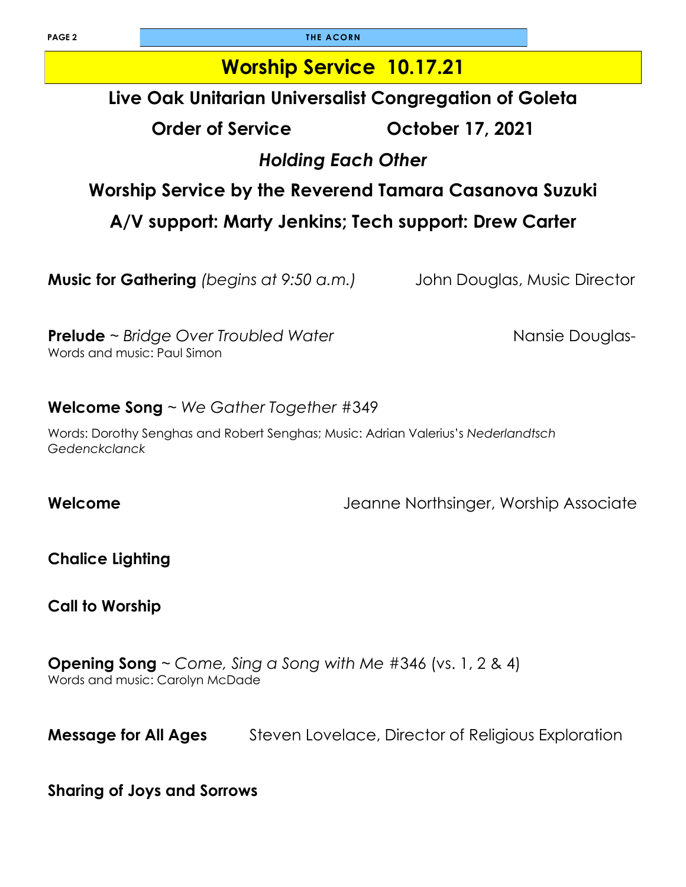# Worship Service 10.17.21

## Live Oak Unitarian Universalist Congregation of Goleta

## Order of Service October 17, 2021

## *Holding Each Other*

## Worship Service by the Reverend Tamara Casanova Suzuki

## A/V support: Marty Jenkins; Tech support: Drew Carter

**Music for Gathering** *(begins at 9:50 a.m.)* John Douglas, Music Director

**Prelude** ~ *Bridge Over Troubled Water* Nansie Douglas-
Words and music: Paul Simon

**Welcome Song** ~ *We Gather Together* #349

Words: Dorothy Senghas and Robert Senghas; Music: Adrian Valerius's *Nederlandtsch Gedenckclanck*

**Welcome** Jeanne Northsinger, Worship Associate

**Chalice Lighting**

**Call to Worship**

**Opening Song** ~ *Come, Sing a Song with Me* #346 (vs. 1, 2 & 4)
Words and music: Carolyn McDade

**Message for All Ages** Steven Lovelace, Director of Religious Exploration

**Sharing of Joys and Sorrows**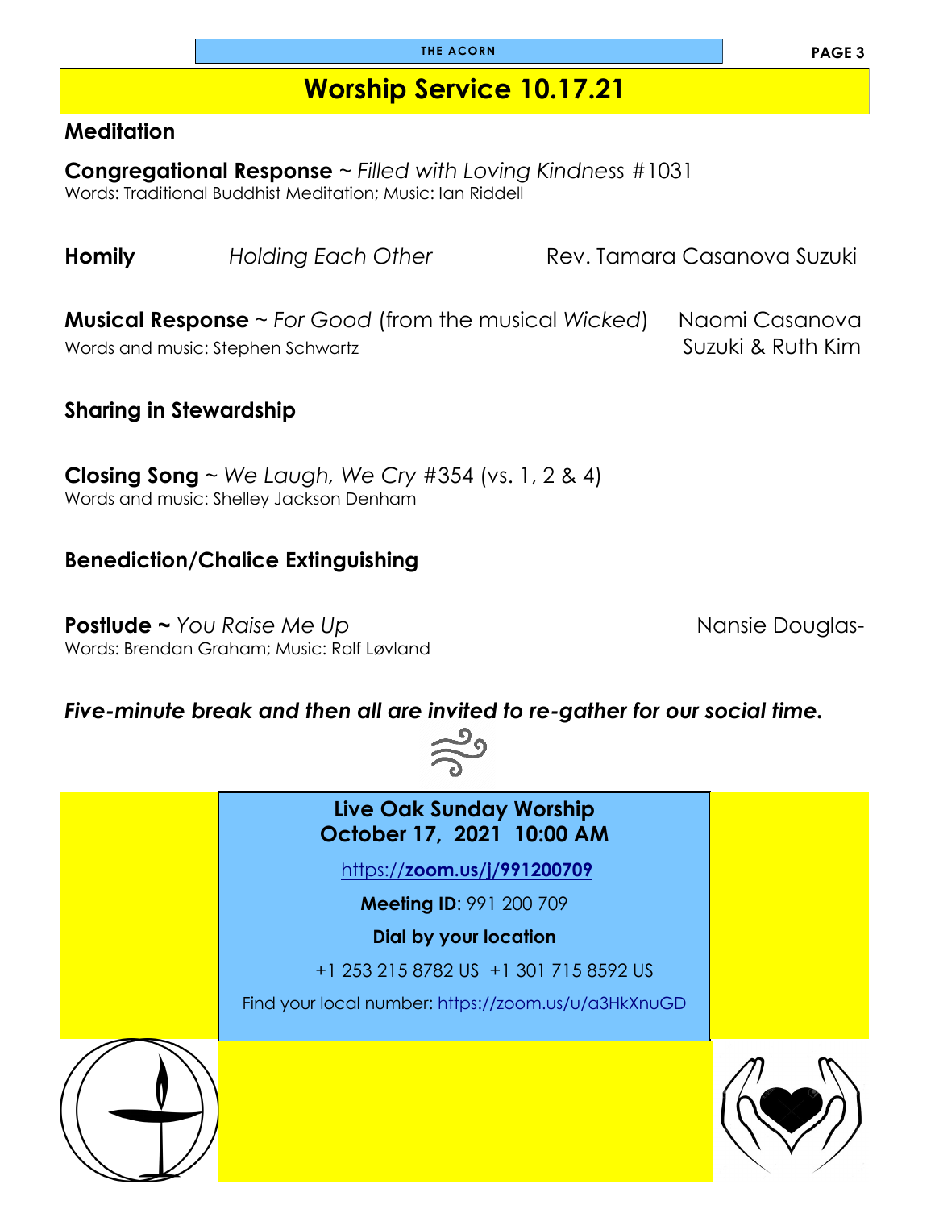# Worship Service 10.17.21

**Meditation**

**Congregational Response** ~ *Filled with Loving Kindness* #1031
Words: Traditional Buddhist Meditation; Music: Ian Riddell

**Homily** *Holding Each Other* Rev. Tamara Casanova Suzuki

**Musical Response** ~ *For Good* (from the musical *Wicked*) Naomi Casanova Suzuki & Ruth Kim
Words and music: Stephen Schwartz

**Sharing in Stewardship**

**Closing Song** ~ *We Laugh, We Cry* #354 (vs. 1, 2 & 4)
Words and music: Shelley Jackson Denham

**Benediction/Chalice Extinguishing**

**Postlude ~** *You Raise Me Up* Nansie Douglas-
Words: Brendan Graham; Music: Rolf Løvland

***Five-minute break and then all are invited to re-gather for our social time.***

**Live Oak Sunday Worship**
**October 17, 2021 10:00 AM**

https://**zoom.us/j/991200709**

**Meeting ID**: 991 200 709

**Dial by your location**

+1 253 215 8782 US +1 301 715 8592 US

Find your local number: https://zoom.us/u/a3HkXnuGD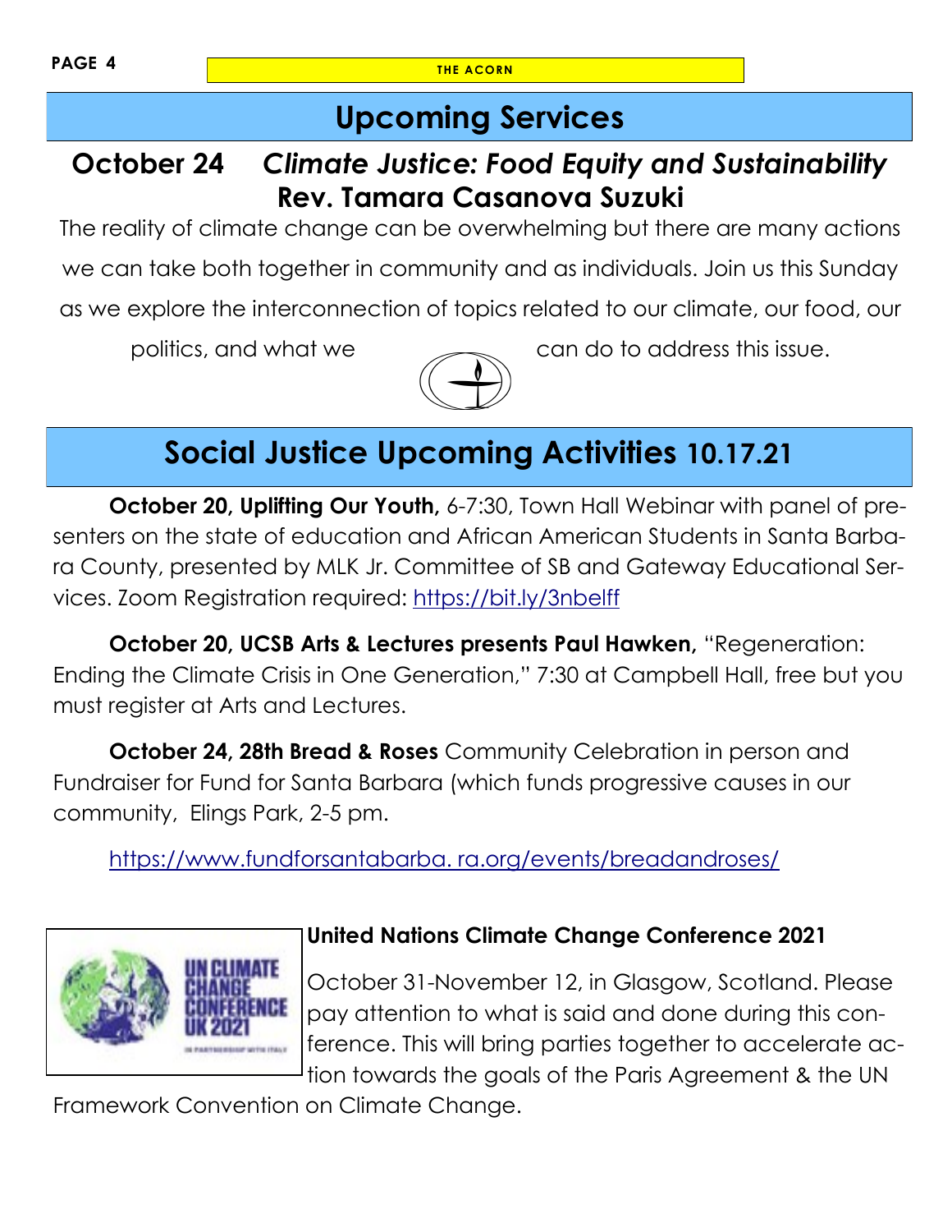## Upcoming Services

### October 24 *Climate Justice: Food Equity and Sustainability*

### Rev. Tamara Casanova Suzuki

The reality of climate change can be overwhelming but there are many actions we can take both together in community and as individuals. Join us this Sunday as we explore the interconnection of topics related to our climate, our food, our politics, and what we can do to address this issue.

## Social Justice Upcoming Activities 10.17.21

**October 20, Uplifting Our Youth,** 6-7:30, Town Hall Webinar with panel of presenters on the state of education and African American Students in Santa Barbara County, presented by MLK Jr. Committee of SB and Gateway Educational Services. Zoom Registration required: https://bit.ly/3nbelff

**October 20, UCSB Arts & Lectures presents Paul Hawken,** "Regeneration: Ending the Climate Crisis in One Generation," 7:30 at Campbell Hall, free but you must register at Arts and Lectures.

**October 24, 28th Bread & Roses** Community Celebration in person and Fundraiser for Fund for Santa Barbara (which funds progressive causes in our community, Elings Park, 2-5 pm.

https://www.fundforsantabarba. ra.org/events/breadandroses/

**United Nations Climate Change Conference 2021**

October 31-November 12, in Glasgow, Scotland. Please pay attention to what is said and done during this conference. This will bring parties together to accelerate action towards the goals of the Paris Agreement & the UN Framework Convention on Climate Change.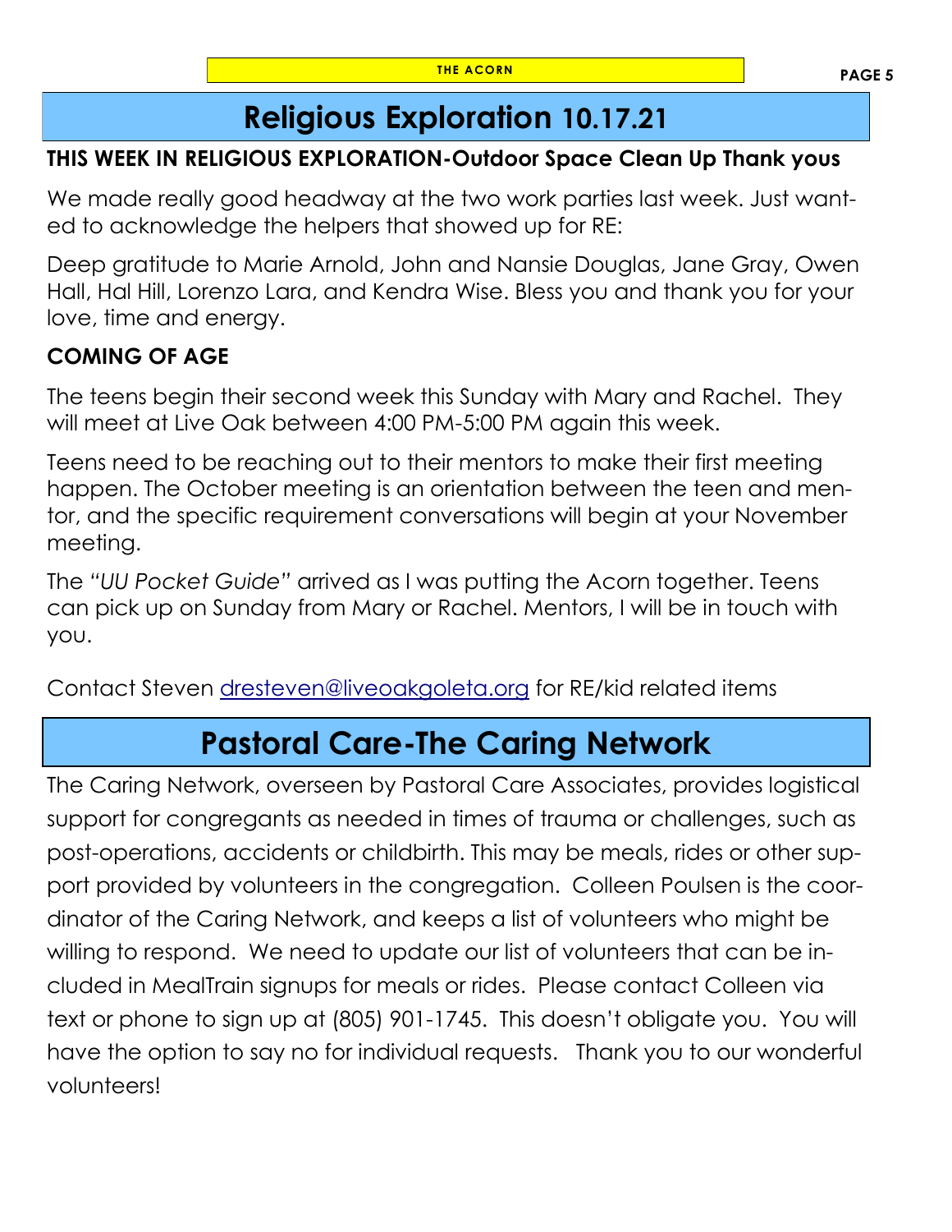# Religious Exploration 10.17.21

**THIS WEEK IN RELIGIOUS EXPLORATION-Outdoor Space Clean Up Thank yous**

We made really good headway at the two work parties last week. Just wanted to acknowledge the helpers that showed up for RE:

Deep gratitude to Marie Arnold, John and Nansie Douglas, Jane Gray, Owen Hall, Hal Hill, Lorenzo Lara, and Kendra Wise. Bless you and thank you for your love, time and energy.

**COMING OF AGE**

The teens begin their second week this Sunday with Mary and Rachel. They will meet at Live Oak between 4:00 PM-5:00 PM again this week.

Teens need to be reaching out to their mentors to make their first meeting happen. The October meeting is an orientation between the teen and mentor, and the specific requirement conversations will begin at your November meeting.

The "*UU Pocket Guide*" arrived as I was putting the Acorn together. Teens can pick up on Sunday from Mary or Rachel. Mentors, I will be in touch with you.

Contact Steven [dresteven@liveoakgoleta.org](mailto:dresteven@liveoakgoleta.org) for RE/kid related items

# Pastoral Care-The Caring Network

The Caring Network, overseen by Pastoral Care Associates, provides logistical support for congregants as needed in times of trauma or challenges, such as post-operations, accidents or childbirth. This may be meals, rides or other support provided by volunteers in the congregation. Colleen Poulsen is the coordinator of the Caring Network, and keeps a list of volunteers who might be willing to respond. We need to update our list of volunteers that can be included in MealTrain signups for meals or rides. Please contact Colleen via text or phone to sign up at (805) 901-1745. This doesn't obligate you. You will have the option to say no for individual requests. Thank you to our wonderful volunteers!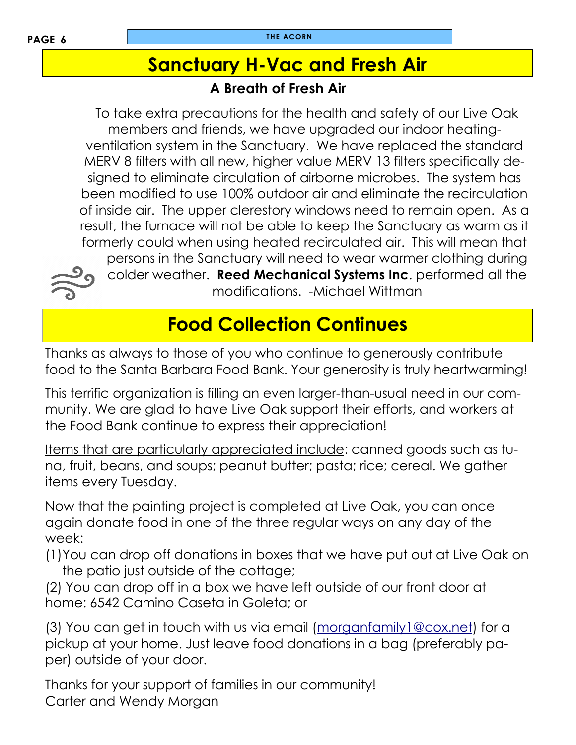# Sanctuary H-Vac and Fresh Air

### A Breath of Fresh Air

To take extra precautions for the health and safety of our Live Oak members and friends, we have upgraded our indoor heating-ventilation system in the Sanctuary. We have replaced the standard MERV 8 filters with all new, higher value MERV 13 filters specifically designed to eliminate circulation of airborne microbes. The system has been modified to use 100% outdoor air and eliminate the recirculation of inside air. The upper clerestory windows need to remain open. As a result, the furnace will not be able to keep the Sanctuary as warm as it formerly could when using heated recirculated air. This will mean that persons in the Sanctuary will need to wear warmer clothing during colder weather. **Reed Mechanical Systems Inc**. performed all the modifications. -Michael Wittman

# Food Collection Continues

Thanks as always to those of you who continue to generously contribute food to the Santa Barbara Food Bank. Your generosity is truly heartwarming!

This terrific organization is filling an even larger-than-usual need in our community. We are glad to have Live Oak support their efforts, and workers at the Food Bank continue to express their appreciation!

<u>Items that are particularly appreciated include</u>: canned goods such as tuna, fruit, beans, and soups; peanut butter; pasta; rice; cereal. We gather items every Tuesday.

Now that the painting project is completed at Live Oak, you can once again donate food in one of the three regular ways on any day of the week:

(1) You can drop off donations in boxes that we have put out at Live Oak on the patio just outside of the cottage;

(2) You can drop off in a box we have left outside of our front door at home: 6542 Camino Caseta in Goleta; or

(3) You can get in touch with us via email (morganfamily1@cox.net) for a pickup at your home. Just leave food donations in a bag (preferably paper) outside of your door.

Thanks for your support of families in our community!
Carter and Wendy Morgan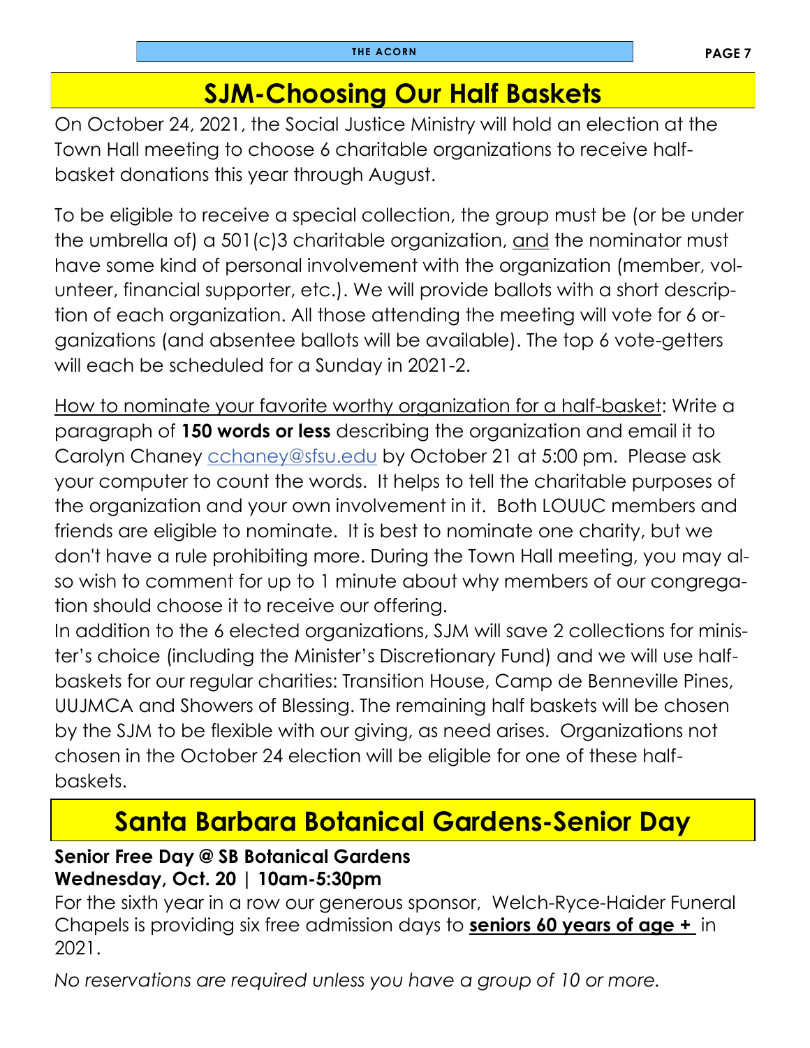# SJM-Choosing Our Half Baskets

On October 24, 2021, the Social Justice Ministry will hold an election at the Town Hall meeting to choose 6 charitable organizations to receive half-basket donations this year through August.

To be eligible to receive a special collection, the group must be (or be under the umbrella of) a 501(c)3 charitable organization, and the nominator must have some kind of personal involvement with the organization (member, volunteer, financial supporter, etc.). We will provide ballots with a short description of each organization. All those attending the meeting will vote for 6 organizations (and absentee ballots will be available). The top 6 vote-getters will each be scheduled for a Sunday in 2021-2.

How to nominate your favorite worthy organization for a half-basket: Write a paragraph of **150 words or less** describing the organization and email it to Carolyn Chaney cchaney@sfsu.edu by October 21 at 5:00 pm. Please ask your computer to count the words. It helps to tell the charitable purposes of the organization and your own involvement in it. Both LOUUC members and friends are eligible to nominate. It is best to nominate one charity, but we don't have a rule prohibiting more. During the Town Hall meeting, you may also wish to comment for up to 1 minute about why members of our congregation should choose it to receive our offering.

In addition to the 6 elected organizations, SJM will save 2 collections for minister's choice (including the Minister's Discretionary Fund) and we will use half-baskets for our regular charities: Transition House, Camp de Benneville Pines, UUJMCA and Showers of Blessing. The remaining half baskets will be chosen by the SJM to be flexible with our giving, as need arises. Organizations not chosen in the October 24 election will be eligible for one of these half-baskets.

# Santa Barbara Botanical Gardens-Senior Day

**Senior Free Day @ SB Botanical Gardens**
**Wednesday, Oct. 20 | 10am-5:30pm**

For the sixth year in a row our generous sponsor, Welch-Ryce-Haider Funeral Chapels is providing six free admission days to **seniors 60 years of age +** in 2021.

*No reservations are required unless you have a group of 10 or more.*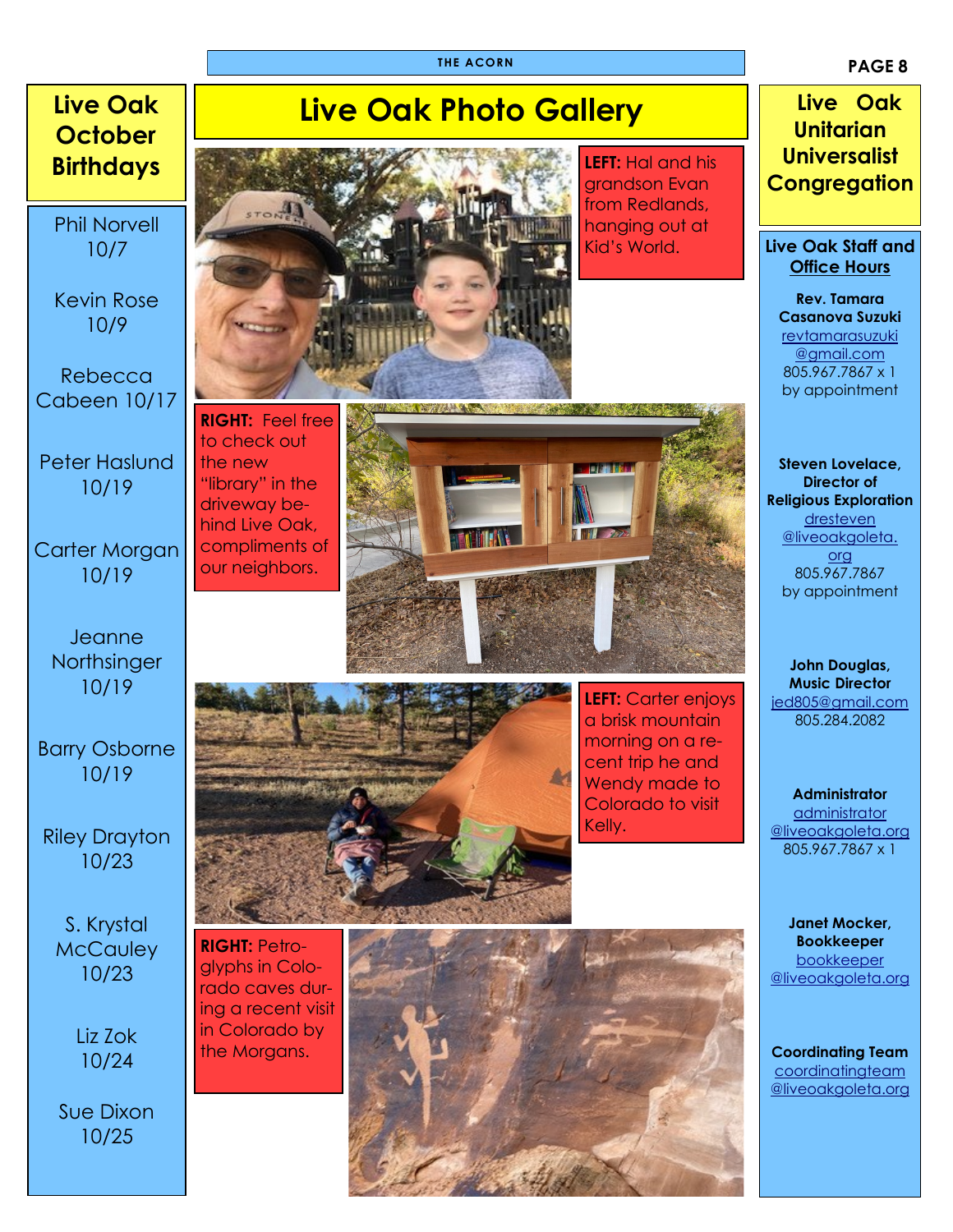## Live Oak October Birthdays

Phil Norvell 10/7

Kevin Rose 10/9

Rebecca Cabeen 10/17

Peter Haslund 10/19

Carter Morgan 10/19

Jeanne Northsinger 10/19

Barry Osborne 10/19

Riley Drayton 10/23

S. Krystal McCauley 10/23

Liz Zok 10/24

Sue Dixon 10/25

# Live Oak Photo Gallery

**LEFT:** Hal and his grandson Evan from Redlands, hanging out at Kid's World.

**RIGHT:** Feel free to check out the new "library" in the driveway behind Live Oak, compliments of our neighbors.

**LEFT:** Carter enjoys a brisk mountain morning on a recent trip he and Wendy made to Colorado to visit Kelly.

**RIGHT:** Petroglyphs in Colorado caves during a recent visit in Colorado by the Morgans.

## Live Oak Unitarian Universalist Congregation

### Live Oak Staff and Office Hours

**Rev. Tamara Casanova Suzuki**
revtamarasuzuki@gmail.com
805.967.7867 x 1
by appointment

**Steven Lovelace, Director of Religious Exploration**
dresteven@liveoakgoleta.org
805.967.7867
by appointment

**John Douglas, Music Director**
jed805@gmail.com
805.284.2082

**Administrator**
administrator@liveoakgoleta.org
805.967.7867 x 1

**Janet Mocker, Bookkeeper**
bookkeeper@liveoakgoleta.org

**Coordinating Team**
coordinatingteam@liveoakgoleta.org